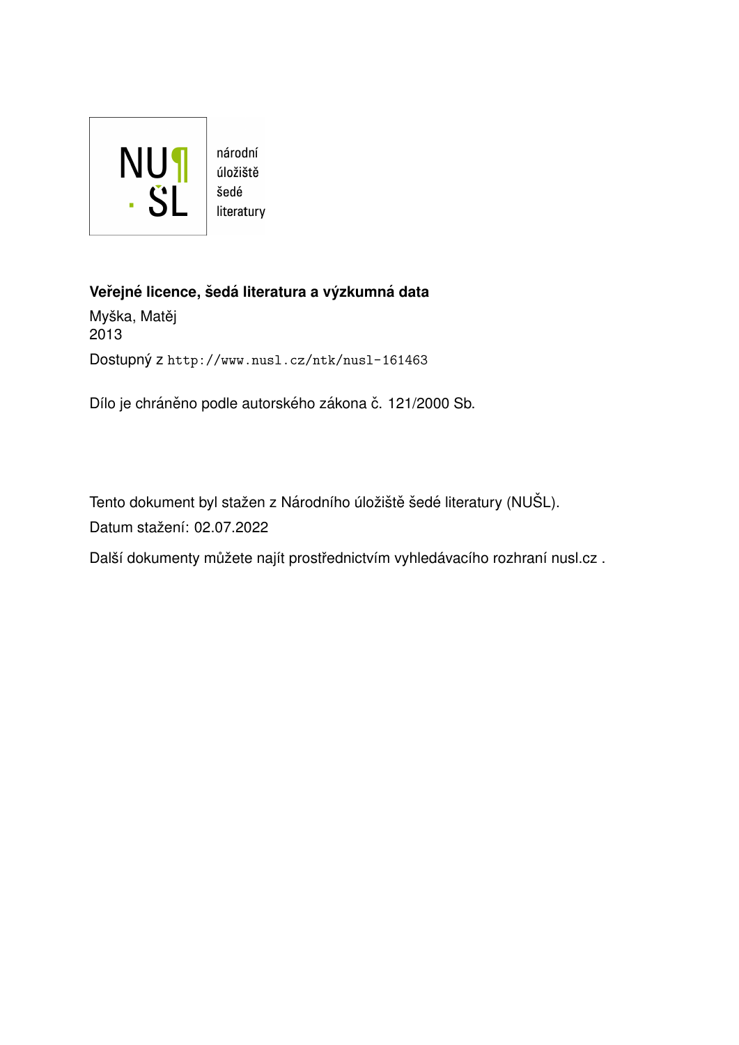národní
úložiště
šedé
literatury

**Veřejné licence, šedá literatura a výzkumná data**

Myška, Matěj
2013

Dostupný z http://www.nusl.cz/ntk/nusl-161463

Dílo je chráněno podle autorského zákona č. 121/2000 Sb.

Tento dokument byl stažen z Národního úložiště šedé literatury (NUŠL).

Datum stažení: 02.07.2022

Další dokumenty můžete najít prostřednictvím vyhledávacího rozhraní nusl.cz .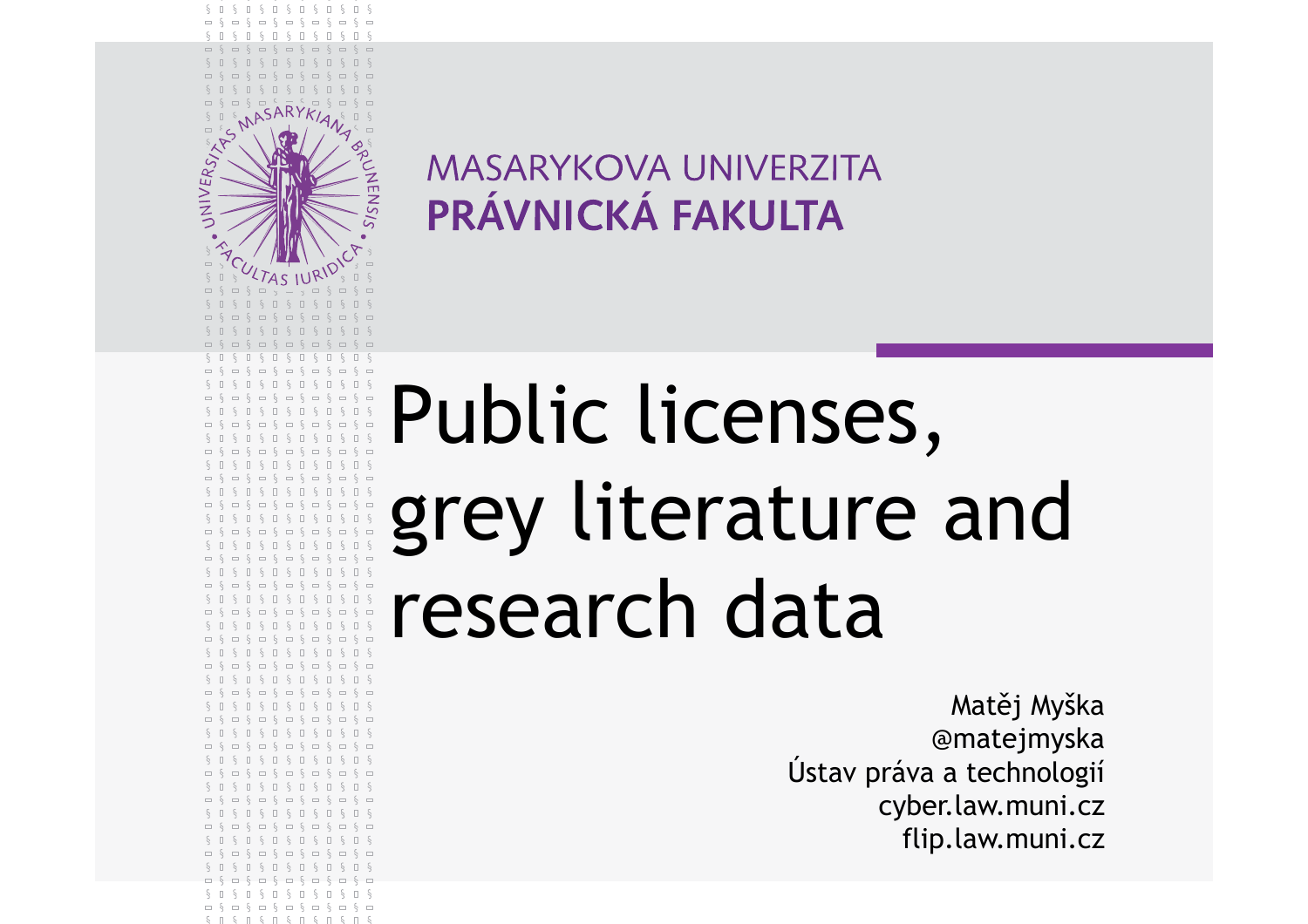MASARYKOVA UNIVERZITA
**PRÁVNICKÁ FAKULTA**

# Public licenses, grey literature and research data

Matěj Myška
@matejmyska
Ústav práva a technologií
cyber.law.muni.cz
flip.law.muni.cz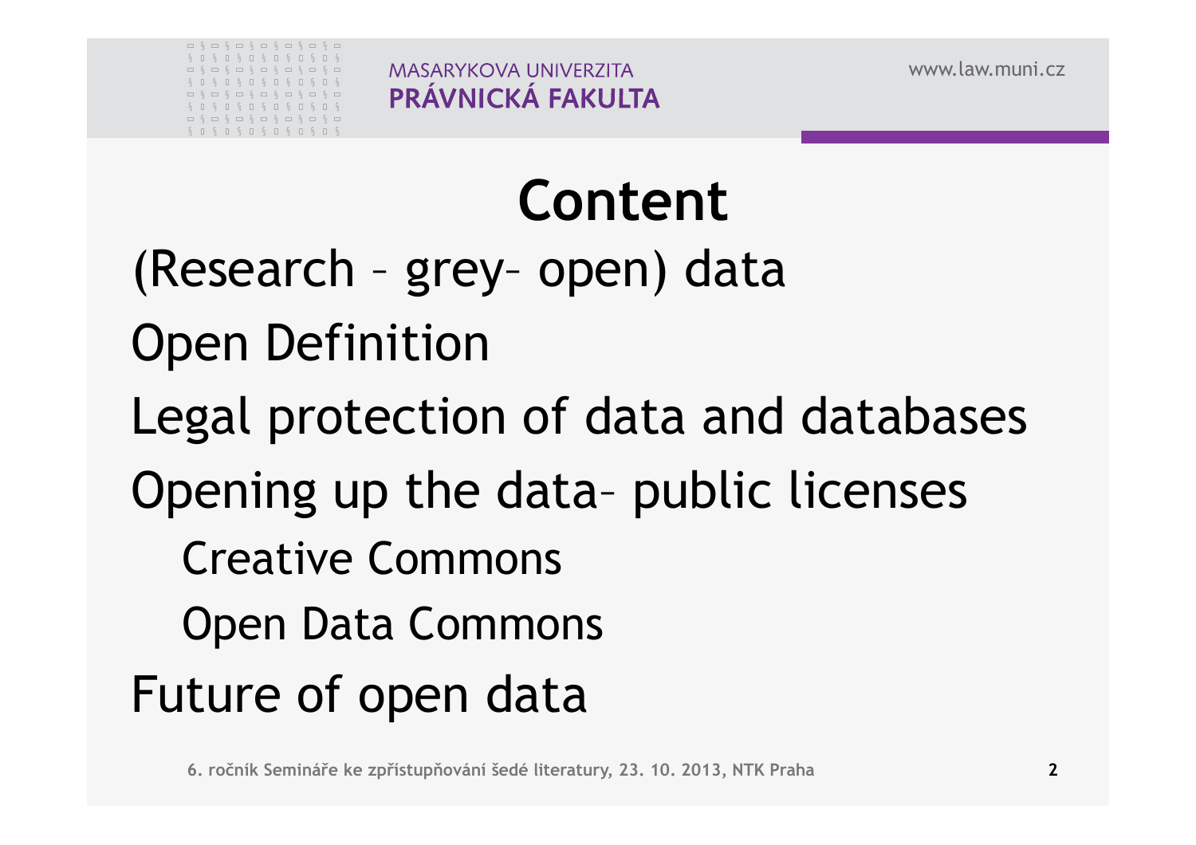# Content

- (Research – grey– open) data
- Open Definition
- Legal protection of data and databases
- Opening up the data– public licenses
  - Creative Commons
  - Open Data Commons
- Future of open data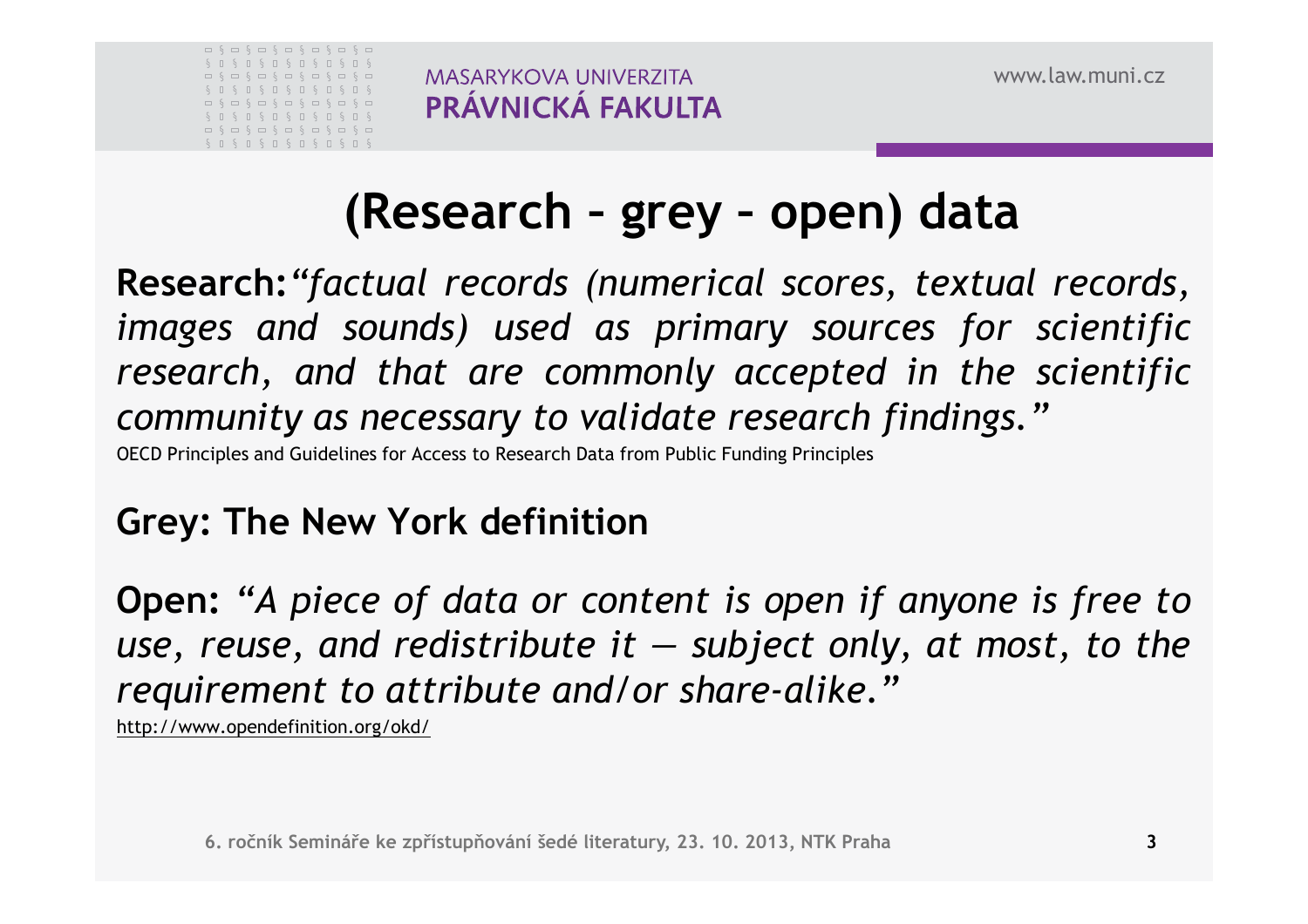# (Research – grey – open) data

**Research:** *"factual records (numerical scores, textual records, images and sounds) used as primary sources for scientific research, and that are commonly accepted in the scientific community as necessary to validate research findings."*

OECD Principles and Guidelines for Access to Research Data from Public Funding Principles

**Grey: The New York definition**

**Open:** *"A piece of data or content is open if anyone is free to use, reuse, and redistribute it — subject only, at most, to the requirement to attribute and/or share-alike."*

http://www.opendefinition.org/okd/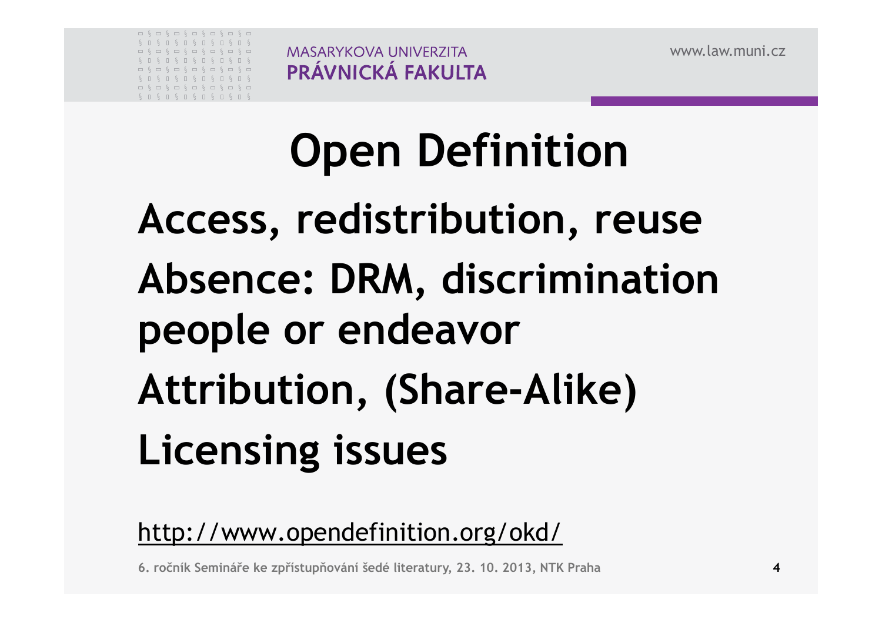# Open Definition

Access, redistribution, reuse

Absence: DRM, discrimination people or endeavor

Attribution, (Share-Alike)

Licensing issues

http://www.opendefinition.org/okd/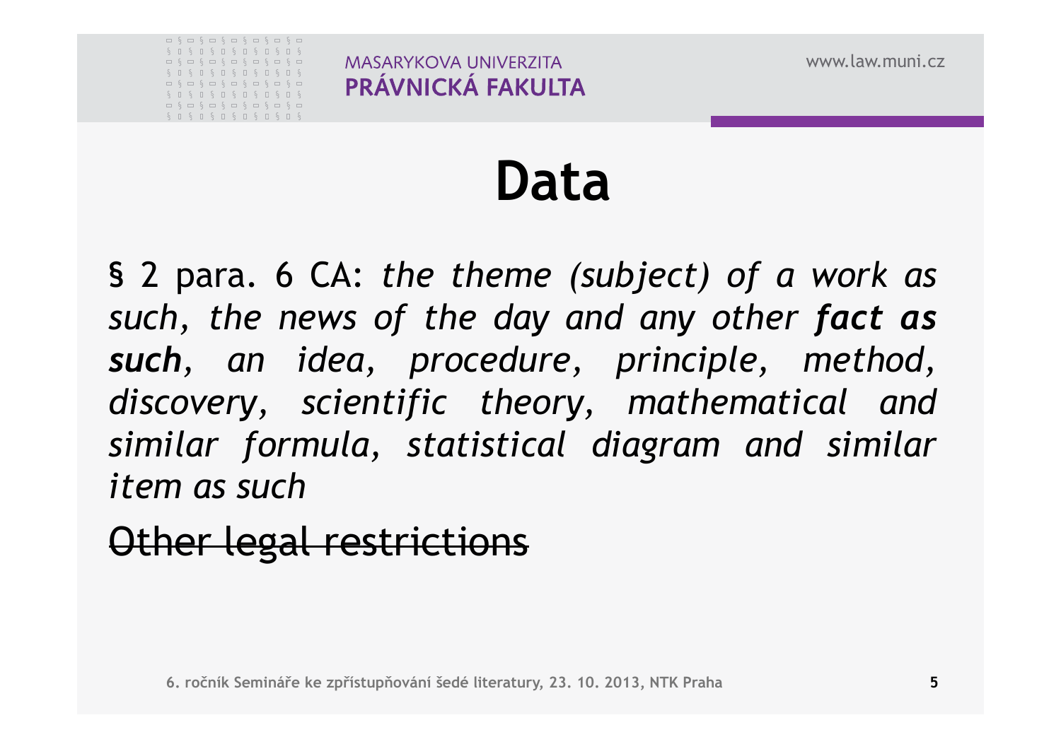# Data

§ 2 para. 6 CA: *the theme (subject) of a work as such, the news of the day and any other **fact as such**, an idea, procedure, principle, method, discovery, scientific theory, mathematical and similar formula, statistical diagram and similar item as such*

~~Other legal restrictions~~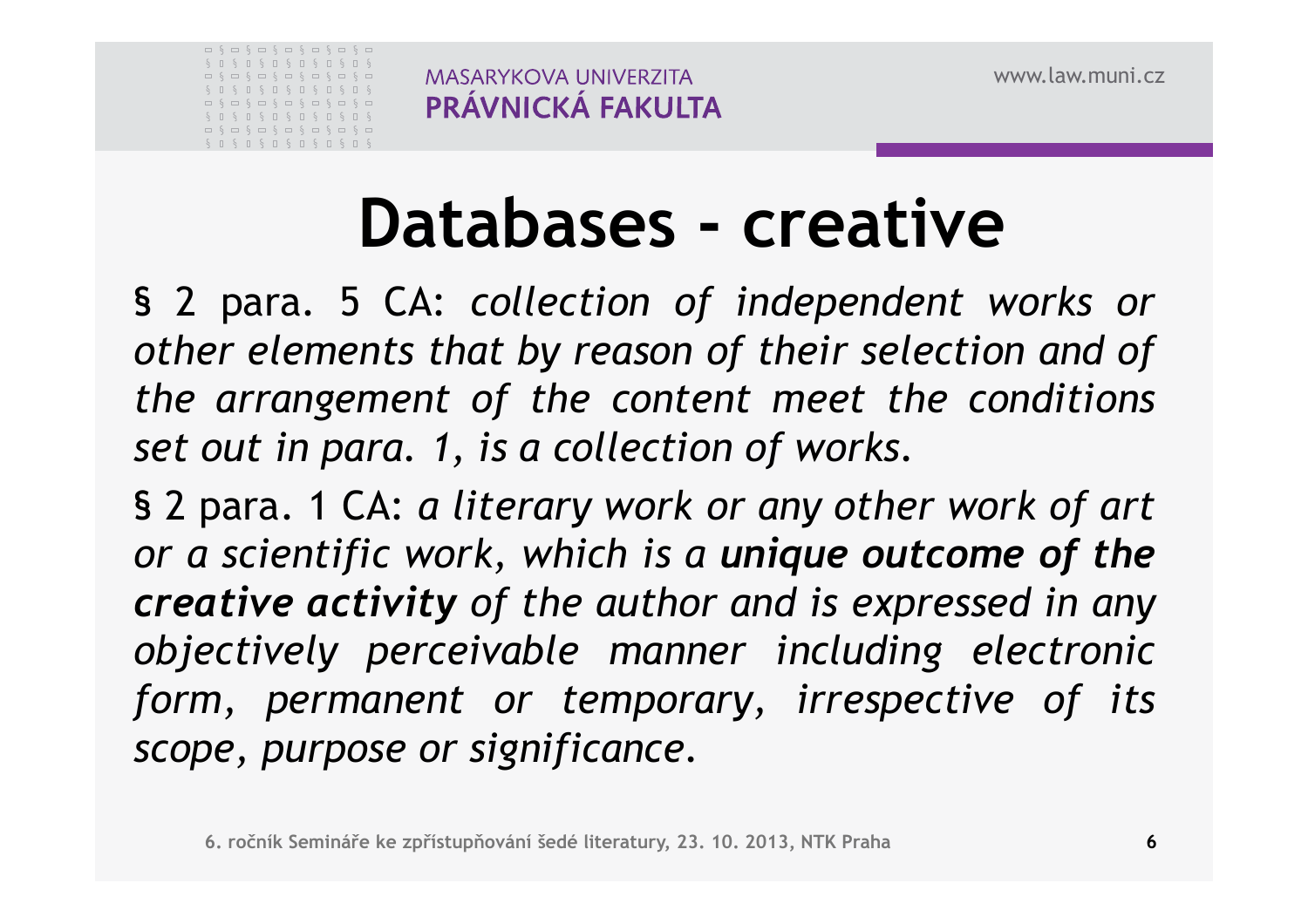# Databases - creative

§ 2 para. 5 CA: *collection of independent works or other elements that by reason of their selection and of the arrangement of the content meet the conditions set out in para. 1, is a collection of works.*

§ 2 para. 1 CA: *a literary work or any other work of art or a scientific work, which is a* ***unique outcome of the creative activity*** *of the author and is expressed in any objectively perceivable manner including electronic form, permanent or temporary, irrespective of its scope, purpose or significance.*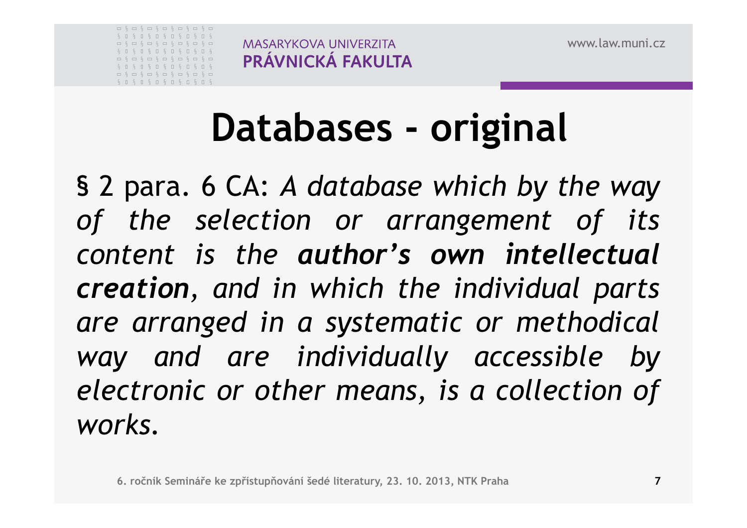# Databases - original

§ 2 para. 6 CA: *A database which by the way of the selection or arrangement of its content is the **author's own intellectual creation**, and in which the individual parts are arranged in a systematic or methodical way and are individually accessible by electronic or other means, is a collection of works.*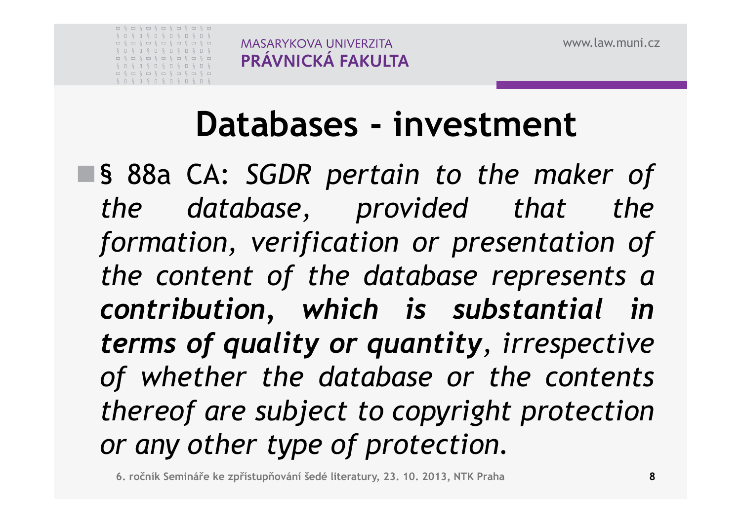# Databases - investment

- § 88a CA: *SGDR pertain to the maker of the database, provided that the formation, verification or presentation of the content of the database represents a* ***contribution, which is substantial in terms of quality or quantity****, irrespective of whether the database or the contents thereof are subject to copyright protection or any other type of protection.*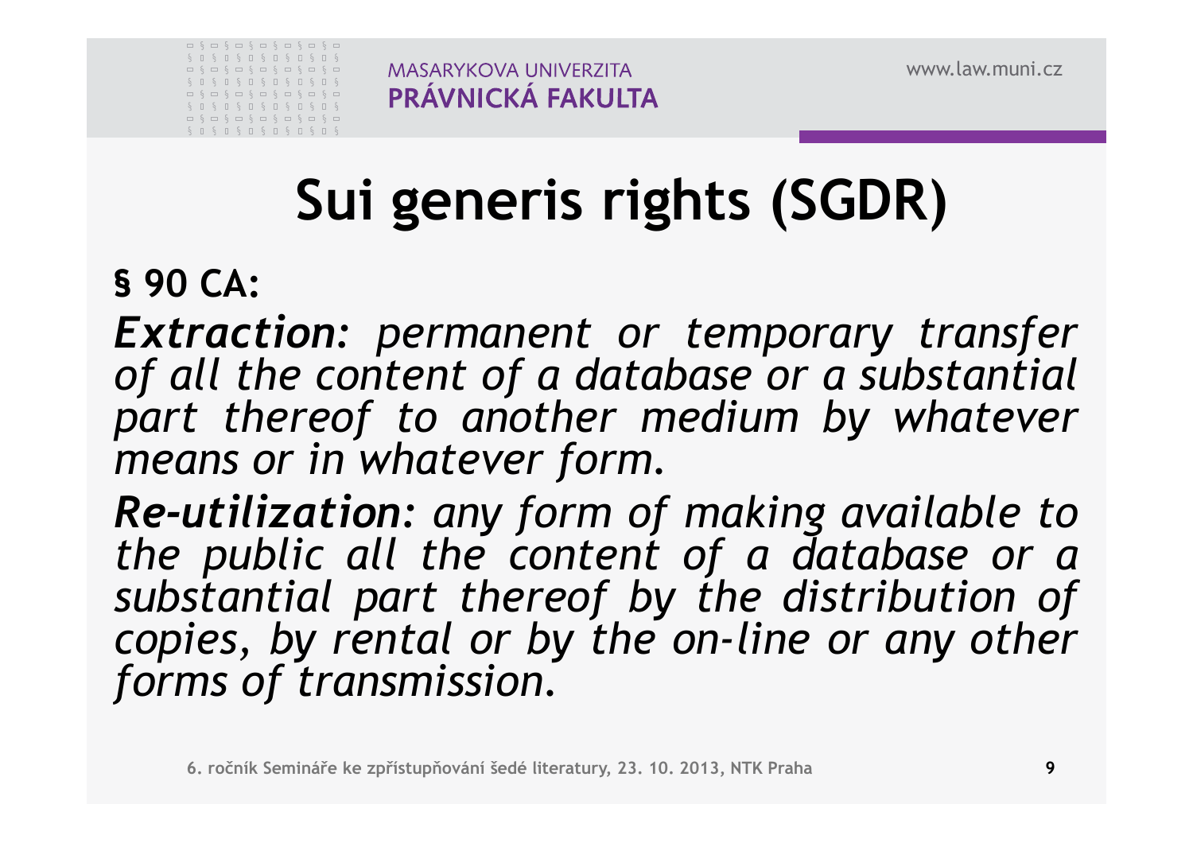# Sui generis rights (SGDR)

**§ 90 CA:**

***Extraction****: permanent or temporary transfer of all the content of a database or a substantial part thereof to another medium by whatever means or in whatever form.*

***Re-utilization****: any form of making available to the public all the content of a database or a substantial part thereof by the distribution of copies, by rental or by the on-line or any other forms of transmission.*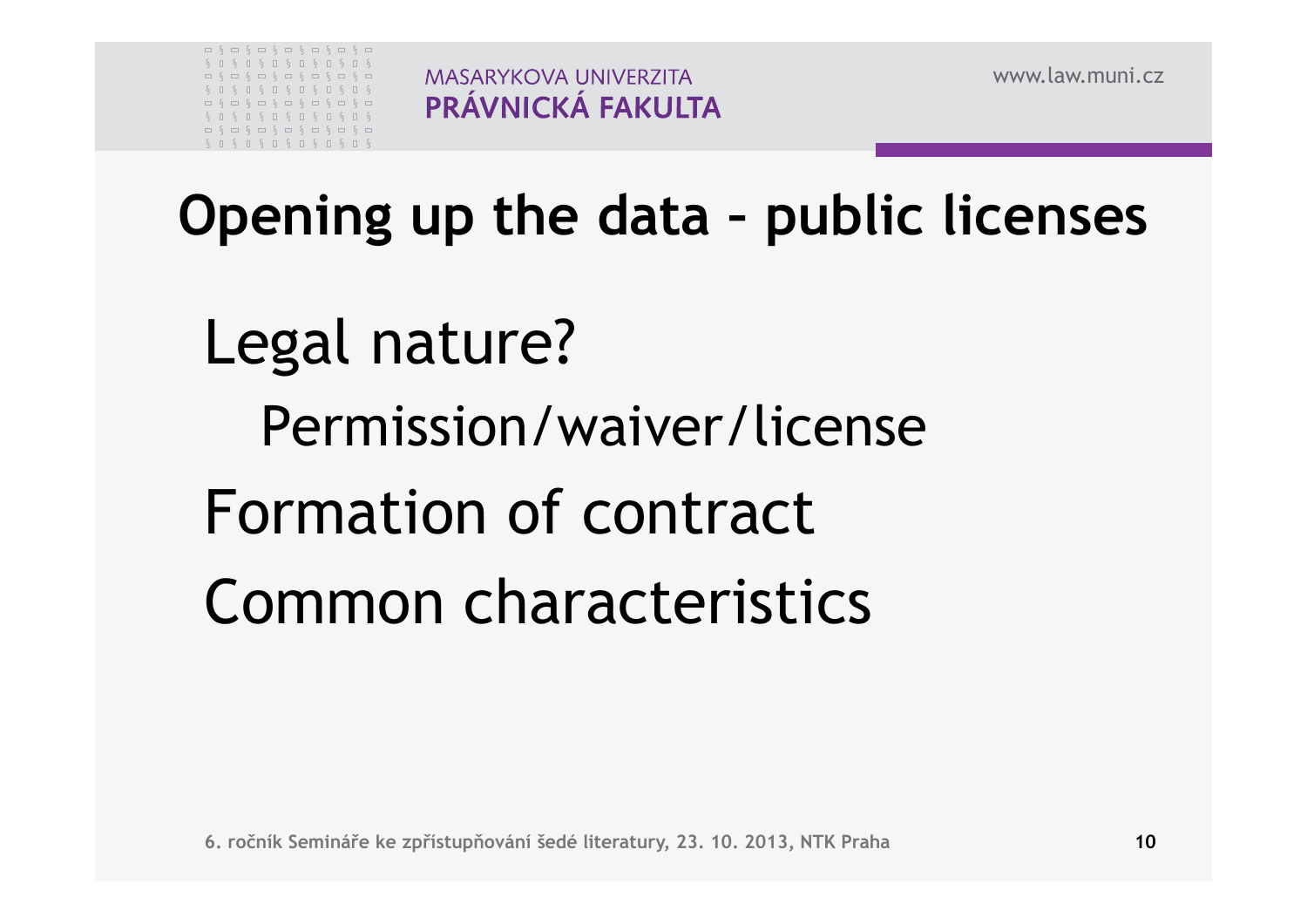# Opening up the data – public licenses

- Legal nature?
  - Permission/waiver/license
- Formation of contract
- Common characteristics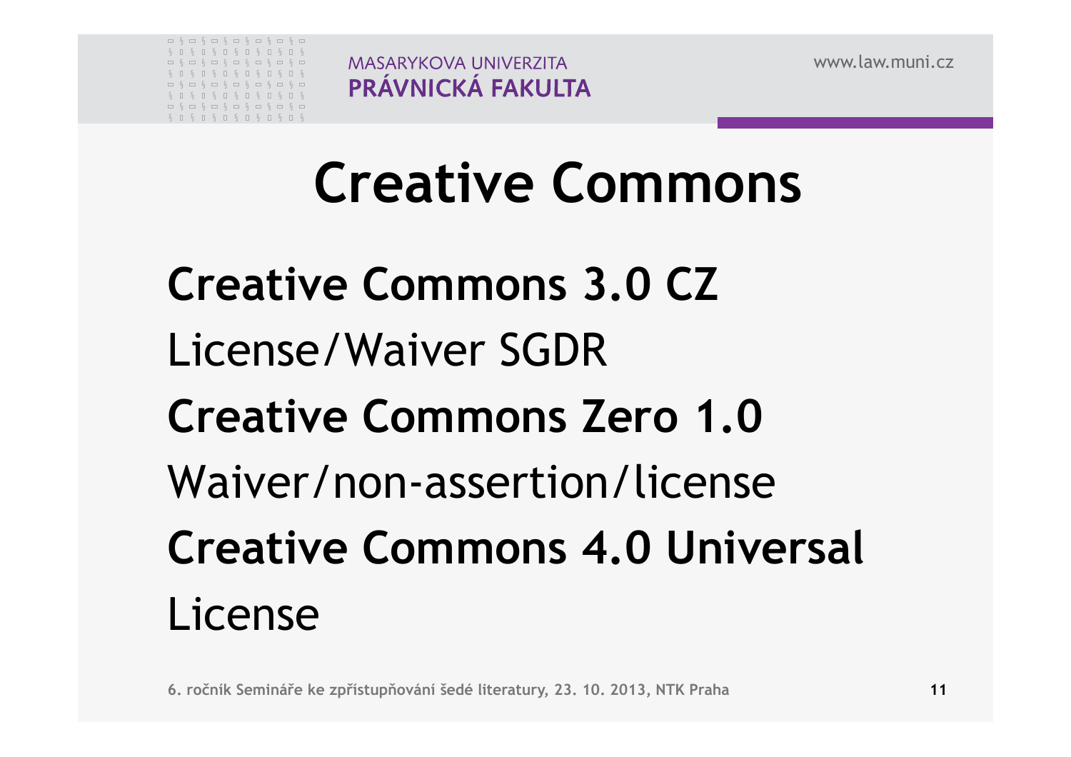# Creative Commons

**Creative Commons 3.0 CZ**

License/Waiver SGDR

**Creative Commons Zero 1.0**

Waiver/non-assertion/license

**Creative Commons 4.0 Universal**

License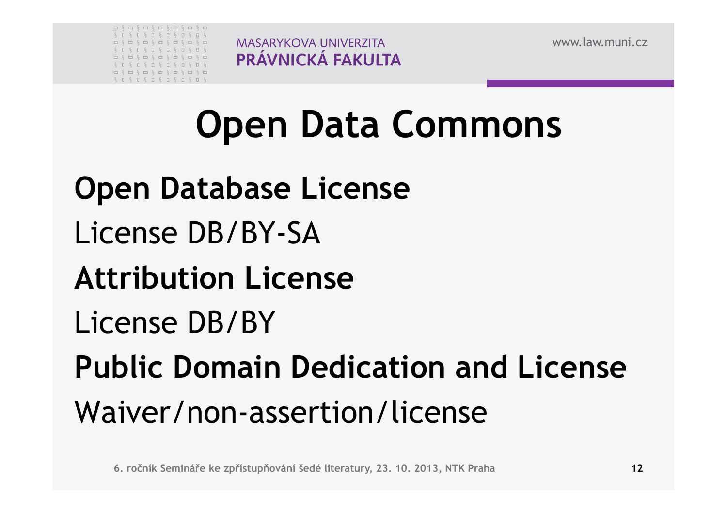# Open Data Commons

**Open Database License**

License DB/BY-SA

**Attribution License**

License DB/BY

**Public Domain Dedication and License**

Waiver/non-assertion/license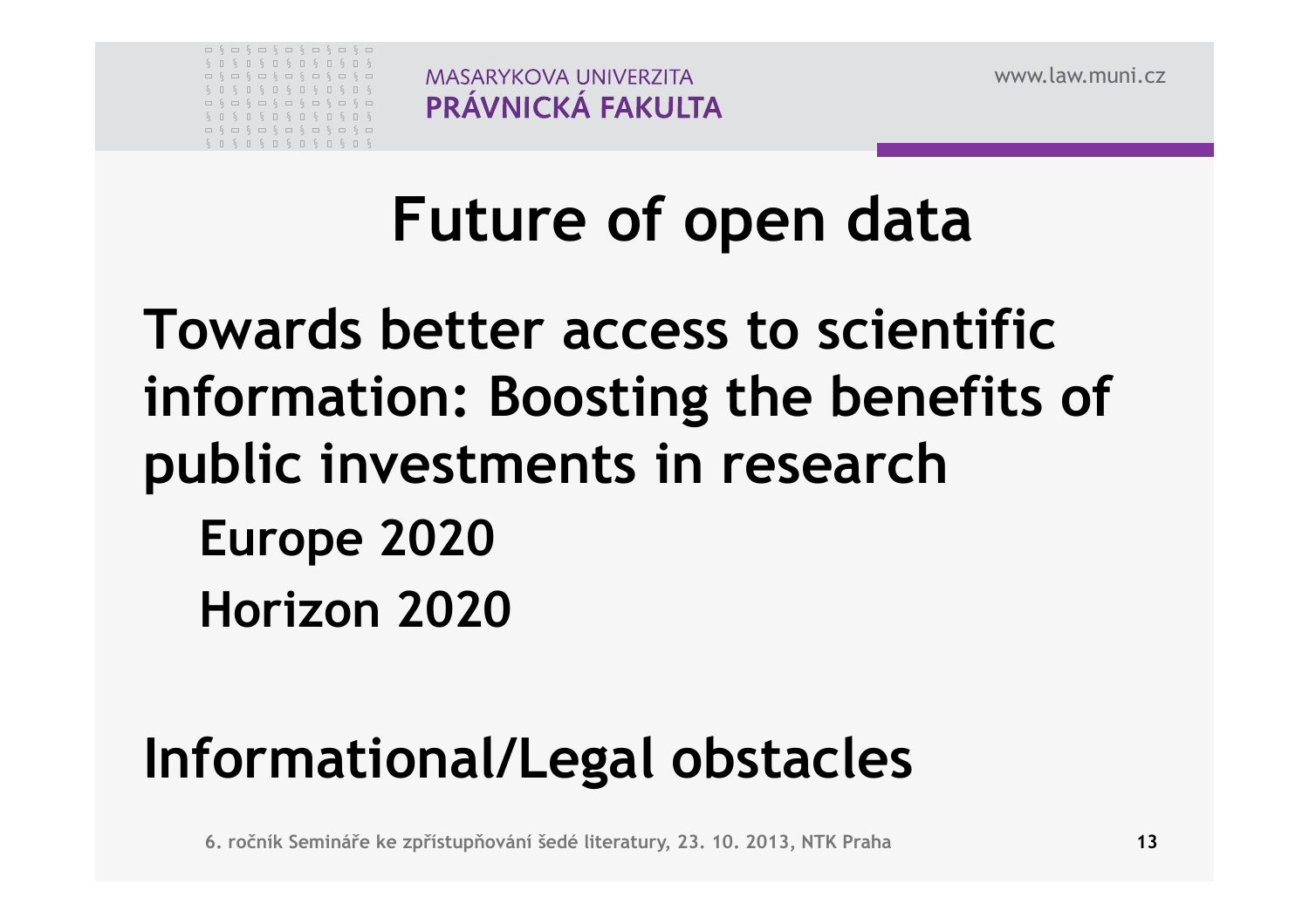# Future of open data

**Towards better access to scientific information: Boosting the benefits of public investments in research**

- **Europe 2020**
- **Horizon 2020**

**Informational/Legal obstacles**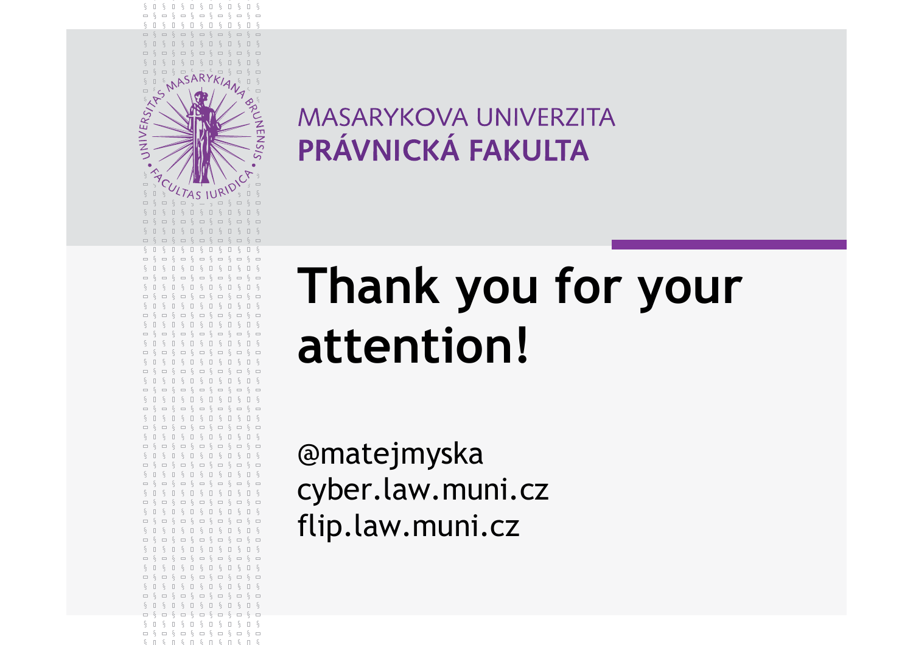MASARYKOVA UNIVERZITA
**PRÁVNICKÁ FAKULTA**

# Thank you for your attention!

@matejmyska
cyber.law.muni.cz
flip.law.muni.cz